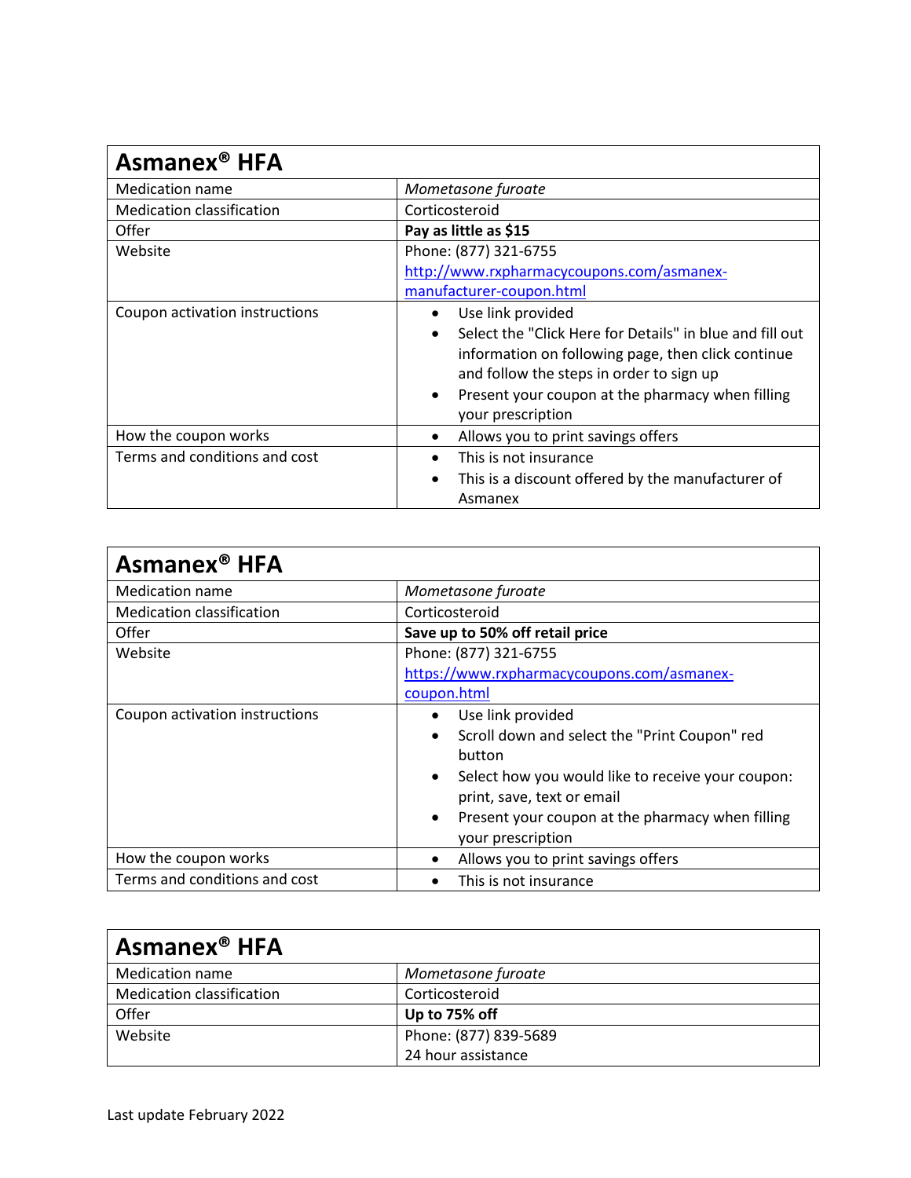| Asmanex® HFA | |
|---|---|
| Medication name | *Mometasone furoate* |
| Medication classification | Corticosteroid |
| Offer | **Pay as little as $15** |
| Website | Phone: (877) 321-6755<br>http://www.rxpharmacycoupons.com/asmanex-manufacturer-coupon.html |
| Coupon activation instructions | • Use link provided<br>• Select the "Click Here for Details" in blue and fill out information on following page, then click continue and follow the steps in order to sign up<br>• Present your coupon at the pharmacy when filling your prescription |
| How the coupon works | • Allows you to print savings offers |
| Terms and conditions and cost | • This is not insurance<br>• This is a discount offered by the manufacturer of Asmanex |

| Asmanex® HFA | |
|---|---|
| Medication name | *Mometasone furoate* |
| Medication classification | Corticosteroid |
| Offer | **Save up to 50% off retail price** |
| Website | Phone: (877) 321-6755<br>https://www.rxpharmacycoupons.com/asmanex-coupon.html |
| Coupon activation instructions | • Use link provided<br>• Scroll down and select the "Print Coupon" red button<br>• Select how you would like to receive your coupon: print, save, text or email<br>• Present your coupon at the pharmacy when filling your prescription |
| How the coupon works | • Allows you to print savings offers |
| Terms and conditions and cost | • This is not insurance |

| Asmanex® HFA | |
|---|---|
| Medication name | *Mometasone furoate* |
| Medication classification | Corticosteroid |
| Offer | **Up to 75% off** |
| Website | Phone: (877) 839-5689<br>24 hour assistance |

Last update February 2022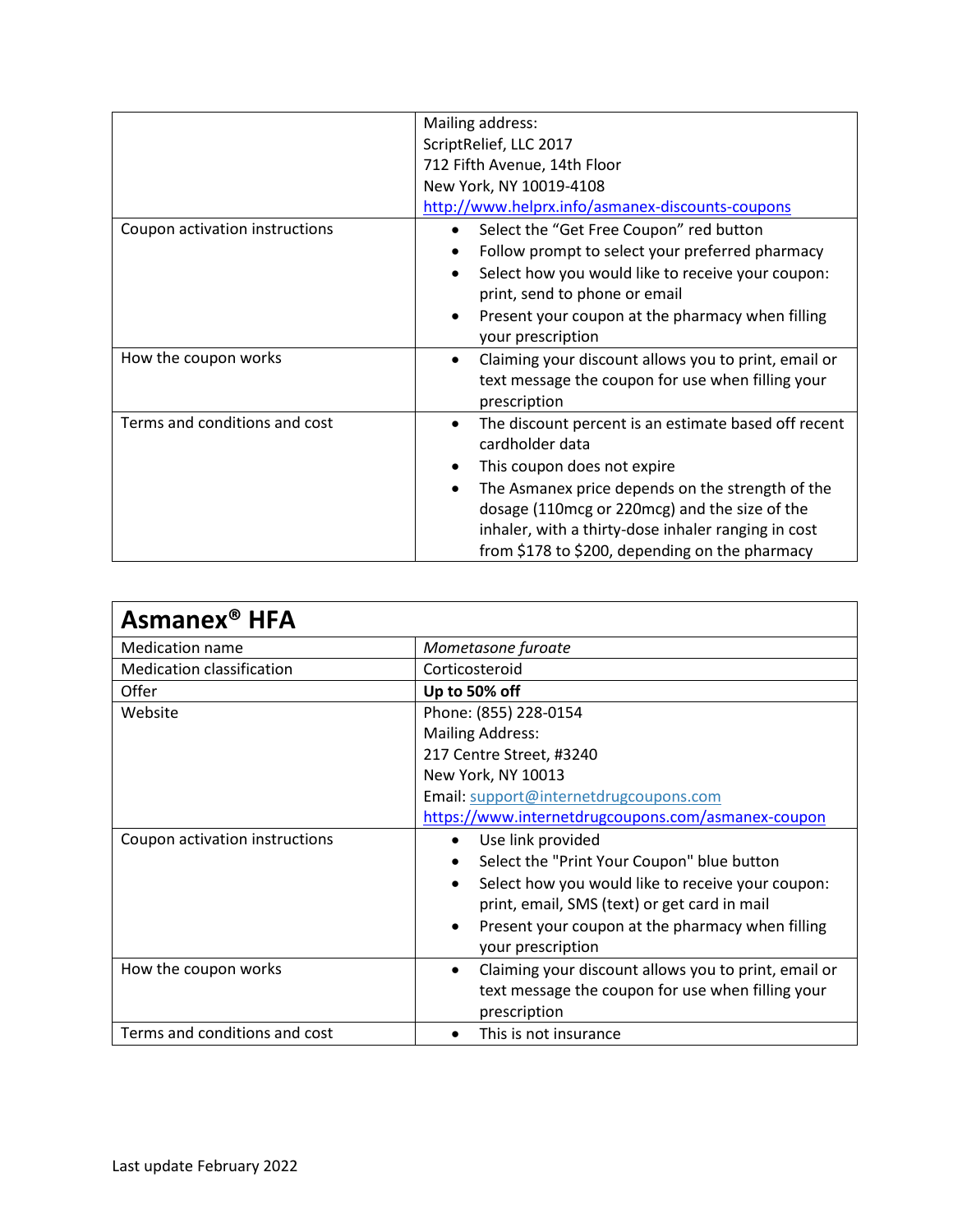| | |
|---|---|
| | Mailing address:<br>ScriptRelief, LLC 2017<br>712 Fifth Avenue, 14th Floor<br>New York, NY 10019-4108<br>[http://www.helprx.info/asmanex-discounts-coupons](http://www.helprx.info/asmanex-discounts-coupons) |
| Coupon activation instructions | • Select the "Get Free Coupon" red button<br>• Follow prompt to select your preferred pharmacy<br>• Select how you would like to receive your coupon: print, send to phone or email<br>• Present your coupon at the pharmacy when filling your prescription |
| How the coupon works | • Claiming your discount allows you to print, email or text message the coupon for use when filling your prescription |
| Terms and conditions and cost | • The discount percent is an estimate based off recent cardholder data<br>• This coupon does not expire<br>• The Asmanex price depends on the strength of the dosage (110mcg or 220mcg) and the size of the inhaler, with a thirty-dose inhaler ranging in cost from $178 to $200, depending on the pharmacy |

| **Asmanex® HFA** | |
|---|---|
| Medication name | *Mometasone furoate* |
| Medication classification | Corticosteroid |
| Offer | **Up to 50% off** |
| Website | Phone: (855) 228-0154<br>Mailing Address:<br>217 Centre Street, #3240<br>New York, NY 10013<br>Email: [support@internetdrugcoupons.com](mailto:support@internetdrugcoupons.com)<br>[https://www.internetdrugcoupons.com/asmanex-coupon](https://www.internetdrugcoupons.com/asmanex-coupon) |
| Coupon activation instructions | • Use link provided<br>• Select the "Print Your Coupon" blue button<br>• Select how you would like to receive your coupon: print, email, SMS (text) or get card in mail<br>• Present your coupon at the pharmacy when filling your prescription |
| How the coupon works | • Claiming your discount allows you to print, email or text message the coupon for use when filling your prescription |
| Terms and conditions and cost | • This is not insurance |

Last update February 2022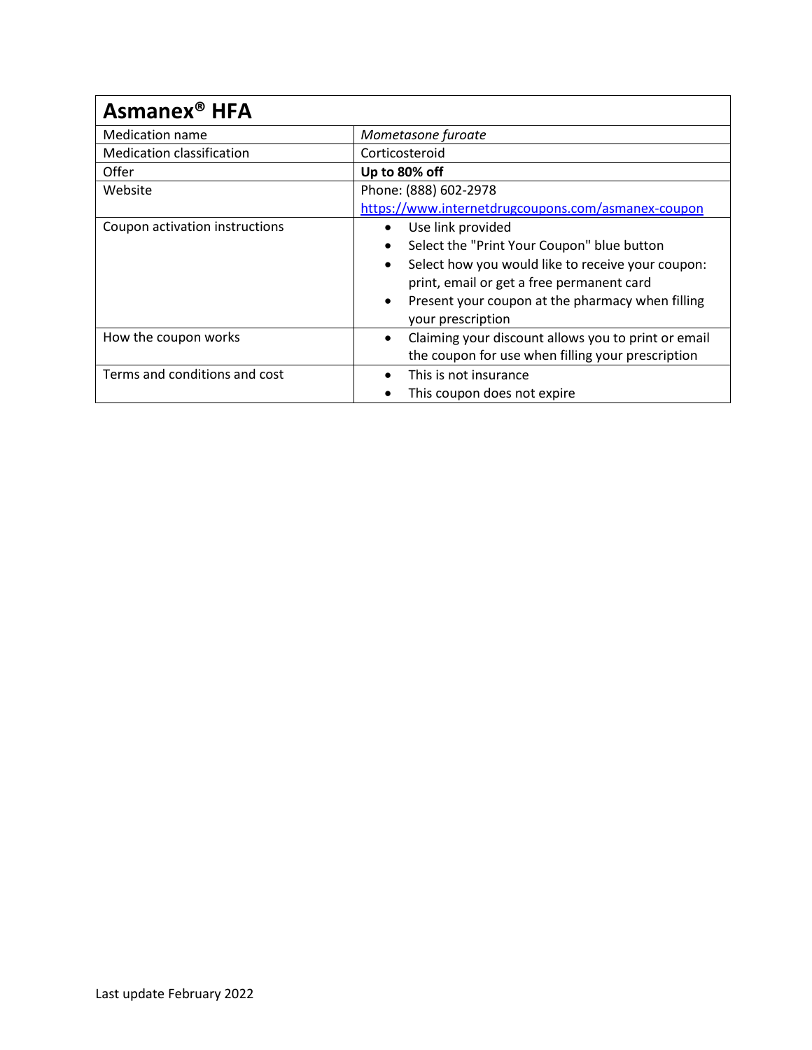| Asmanex® HFA | |
|---|---|
| Medication name | *Mometasone furoate* |
| Medication classification | Corticosteroid |
| Offer | **Up to 80% off** |
| Website | Phone: (888) 602-2978<br>https://www.internetdrugcoupons.com/asmanex-coupon |
| Coupon activation instructions | • Use link provided<br>• Select the "Print Your Coupon" blue button<br>• Select how you would like to receive your coupon: print, email or get a free permanent card<br>• Present your coupon at the pharmacy when filling your prescription |
| How the coupon works | • Claiming your discount allows you to print or email the coupon for use when filling your prescription |
| Terms and conditions and cost | • This is not insurance<br>• This coupon does not expire |

Last update February 2022